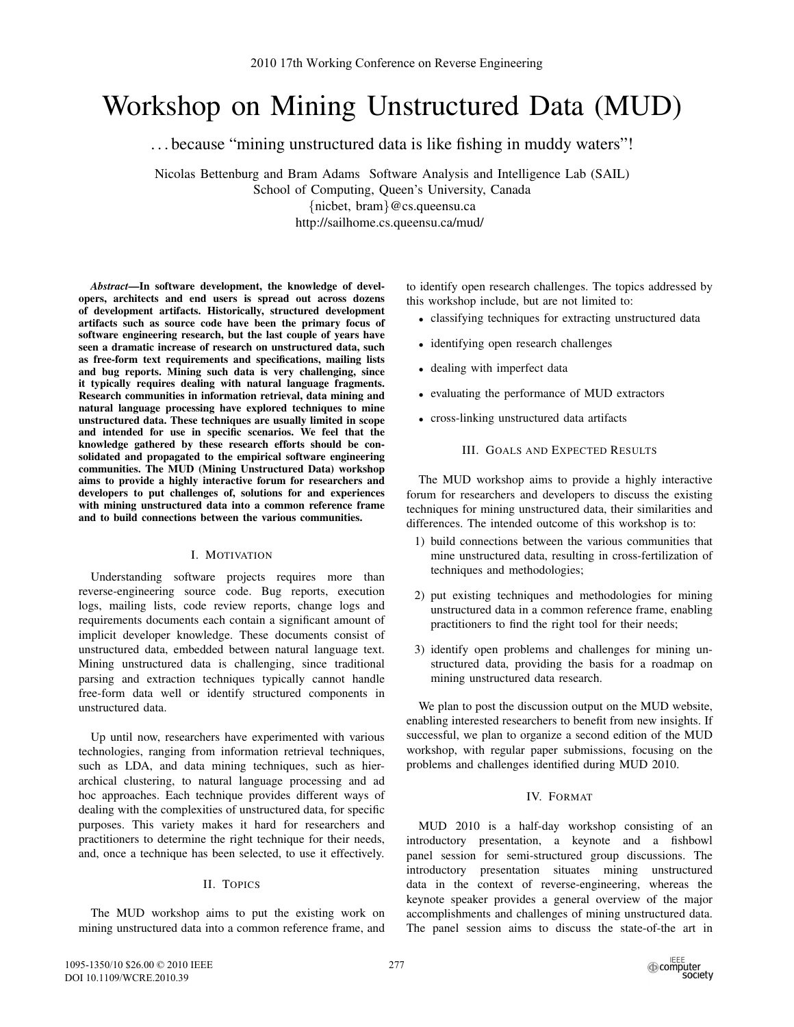# Workshop on Mining Unstructured Data (MUD)

…because "mining unstructured data is like fishing in muddy waters"!

Nicolas Bettenburg and Bram Adams Software Analysis and Intelligence Lab (SAIL)
School of Computing, Queen's University, Canada
{nicbet, bram}@cs.queensu.ca
http://sailhome.cs.queensu.ca/mud/

***Abstract*—In software development, the knowledge of developers, architects and end users is spread out across dozens of development artifacts. Historically, structured development artifacts such as source code have been the primary focus of software engineering research, but the last couple of years have seen a dramatic increase of research on unstructured data, such as free-form text requirements and specifications, mailing lists and bug reports. Mining such data is very challenging, since it typically requires dealing with natural language fragments. Research communities in information retrieval, data mining and natural language processing have explored techniques to mine unstructured data. These techniques are usually limited in scope and intended for use in specific scenarios. We feel that the knowledge gathered by these research efforts should be consolidated and propagated to the empirical software engineering communities. The MUD (Mining Unstructured Data) workshop aims to provide a highly interactive forum for researchers and developers to put challenges of, solutions for and experiences with mining unstructured data into a common reference frame and to build connections between the various communities.**

## I. Motivation

Understanding software projects requires more than reverse-engineering source code. Bug reports, execution logs, mailing lists, code review reports, change logs and requirements documents each contain a significant amount of implicit developer knowledge. These documents consist of unstructured data, embedded between natural language text. Mining unstructured data is challenging, since traditional parsing and extraction techniques typically cannot handle free-form data well or identify structured components in unstructured data.

Up until now, researchers have experimented with various technologies, ranging from information retrieval techniques, such as LDA, and data mining techniques, such as hierarchical clustering, to natural language processing and ad hoc approaches. Each technique provides different ways of dealing with the complexities of unstructured data, for specific purposes. This variety makes it hard for researchers and practitioners to determine the right technique for their needs, and, once a technique has been selected, to use it effectively.

## II. Topics

The MUD workshop aims to put the existing work on mining unstructured data into a common reference frame, and to identify open research challenges. The topics addressed by this workshop include, but are not limited to:

- classifying techniques for extracting unstructured data
- identifying open research challenges
- dealing with imperfect data
- evaluating the performance of MUD extractors
- cross-linking unstructured data artifacts

## III. Goals and Expected Results

The MUD workshop aims to provide a highly interactive forum for researchers and developers to discuss the existing techniques for mining unstructured data, their similarities and differences. The intended outcome of this workshop is to:

1) build connections between the various communities that mine unstructured data, resulting in cross-fertilization of techniques and methodologies;
2) put existing techniques and methodologies for mining unstructured data in a common reference frame, enabling practitioners to find the right tool for their needs;
3) identify open problems and challenges for mining unstructured data, providing the basis for a roadmap on mining unstructured data research.

We plan to post the discussion output on the MUD website, enabling interested researchers to benefit from new insights. If successful, we plan to organize a second edition of the MUD workshop, with regular paper submissions, focusing on the problems and challenges identified during MUD 2010.

## IV. Format

MUD 2010 is a half-day workshop consisting of an introductory presentation, a keynote and a fishbowl panel session for semi-structured group discussions. The introductory presentation situates mining unstructured data in the context of reverse-engineering, whereas the keynote speaker provides a general overview of the major accomplishments and challenges of mining unstructured data. The panel session aims to discuss the state-of-the art in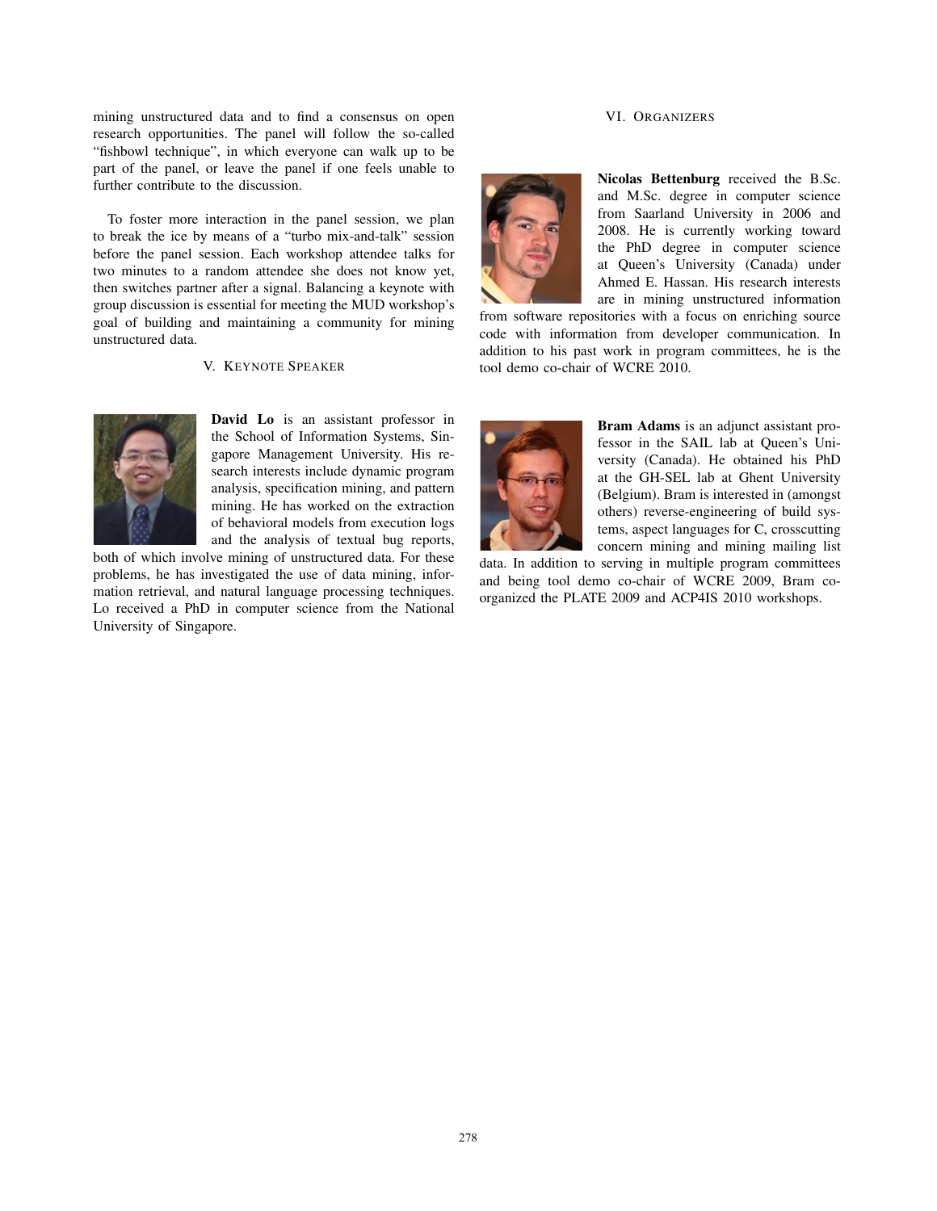mining unstructured data and to find a consensus on open research opportunities. The panel will follow the so-called "fishbowl technique", in which everyone can walk up to be part of the panel, or leave the panel if one feels unable to further contribute to the discussion.

To foster more interaction in the panel session, we plan to break the ice by means of a "turbo mix-and-talk" session before the panel session. Each workshop attendee talks for two minutes to a random attendee she does not know yet, then switches partner after a signal. Balancing a keynote with group discussion is essential for meeting the MUD workshop's goal of building and maintaining a community for mining unstructured data.

## V. Keynote Speaker

**David Lo** is an assistant professor in the School of Information Systems, Singapore Management University. His research interests include dynamic program analysis, specification mining, and pattern mining. He has worked on the extraction of behavioral models from execution logs and the analysis of textual bug reports, both of which involve mining of unstructured data. For these problems, he has investigated the use of data mining, information retrieval, and natural language processing techniques. Lo received a PhD in computer science from the National University of Singapore.

## VI. Organizers

**Nicolas Bettenburg** received the B.Sc. and M.Sc. degree in computer science from Saarland University in 2006 and 2008. He is currently working toward the PhD degree in computer science at Queen's University (Canada) under Ahmed E. Hassan. His research interests are in mining unstructured information from software repositories with a focus on enriching source code with information from developer communication. In addition to his past work in program committees, he is the tool demo co-chair of WCRE 2010.

**Bram Adams** is an adjunct assistant professor in the SAIL lab at Queen's University (Canada). He obtained his PhD at the GH-SEL lab at Ghent University (Belgium). Bram is interested in (amongst others) reverse-engineering of build systems, aspect languages for C, crosscutting concern mining and mining mailing list data. In addition to serving in multiple program committees and being tool demo co-chair of WCRE 2009, Bram co-organized the PLATE 2009 and ACP4IS 2010 workshops.